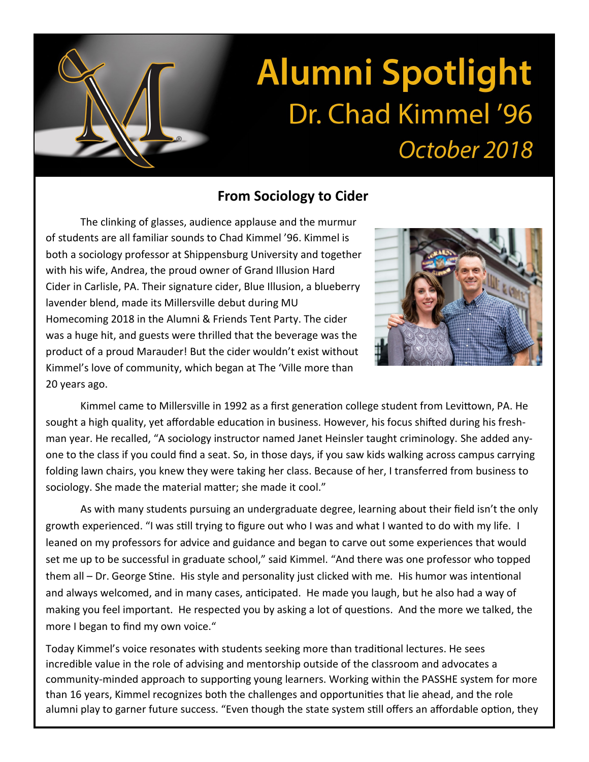# Alumni Spotlight

## Dr. Chad Kimmel '96

*October 2018*

### From Sociology to Cider

The clinking of glasses, audience applause and the murmur of students are all familiar sounds to Chad Kimmel '96. Kimmel is both a sociology professor at Shippensburg University and together with his wife, Andrea, the proud owner of Grand Illusion Hard Cider in Carlisle, PA. Their signature cider, Blue Illusion, a blueberry lavender blend, made its Millersville debut during MU Homecoming 2018 in the Alumni & Friends Tent Party. The cider was a huge hit, and guests were thrilled that the beverage was the product of a proud Marauder! But the cider wouldn't exist without Kimmel's love of community, which began at The 'Ville more than 20 years ago.

Kimmel came to Millersville in 1992 as a first generation college student from Levittown, PA. He sought a high quality, yet affordable education in business. However, his focus shifted during his freshman year. He recalled, "A sociology instructor named Janet Heinsler taught criminology. She added anyone to the class if you could find a seat. So, in those days, if you saw kids walking across campus carrying folding lawn chairs, you knew they were taking her class. Because of her, I transferred from business to sociology. She made the material matter; she made it cool."

As with many students pursuing an undergraduate degree, learning about their field isn't the only growth experienced. "I was still trying to figure out who I was and what I wanted to do with my life. I leaned on my professors for advice and guidance and began to carve out some experiences that would set me up to be successful in graduate school," said Kimmel. "And there was one professor who topped them all – Dr. George Stine. His style and personality just clicked with me. His humor was intentional and always welcomed, and in many cases, anticipated. He made you laugh, but he also had a way of making you feel important. He respected you by asking a lot of questions. And the more we talked, the more I began to find my own voice."

Today Kimmel's voice resonates with students seeking more than traditional lectures. He sees incredible value in the role of advising and mentorship outside of the classroom and advocates a community-minded approach to supporting young learners. Working within the PASSHE system for more than 16 years, Kimmel recognizes both the challenges and opportunities that lie ahead, and the role alumni play to garner future success. "Even though the state system still offers an affordable option, they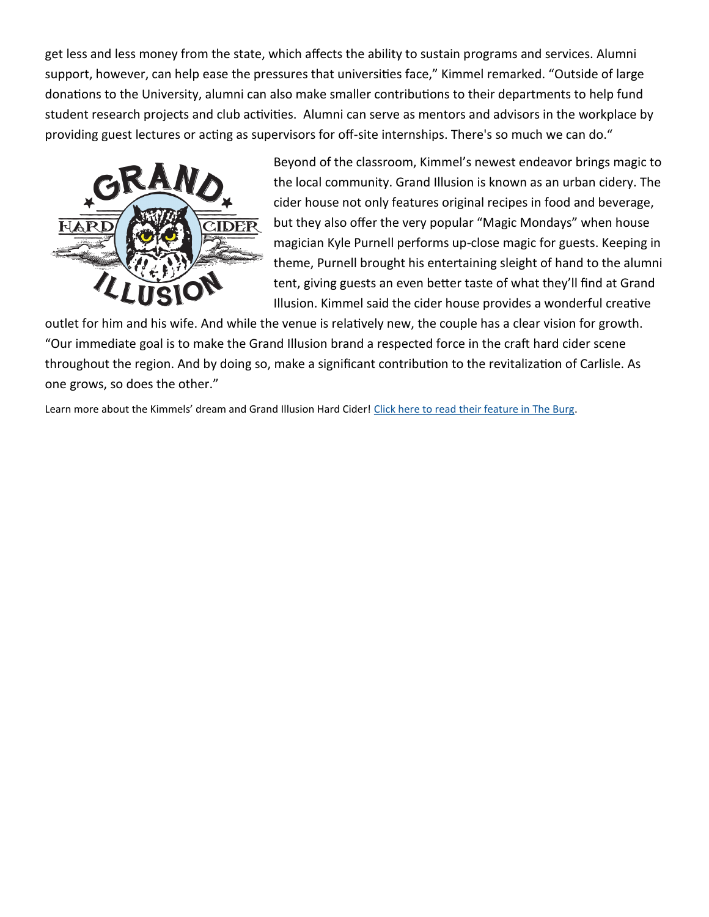get less and less money from the state, which affects the ability to sustain programs and services. Alumni support, however, can help ease the pressures that universities face," Kimmel remarked. "Outside of large donations to the University, alumni can also make smaller contributions to their departments to help fund student research projects and club activities. Alumni can serve as mentors and advisors in the workplace by providing guest lectures or acting as supervisors for off-site internships. There's so much we can do."

Beyond of the classroom, Kimmel's newest endeavor brings magic to the local community. Grand Illusion is known as an urban cidery. The cider house not only features original recipes in food and beverage, but they also offer the very popular "Magic Mondays" when house magician Kyle Purnell performs up-close magic for guests. Keeping in theme, Purnell brought his entertaining sleight of hand to the alumni tent, giving guests an even better taste of what they'll find at Grand Illusion. Kimmel said the cider house provides a wonderful creative outlet for him and his wife. And while the venue is relatively new, the couple has a clear vision for growth. "Our immediate goal is to make the Grand Illusion brand a respected force in the craft hard cider scene throughout the region. And by doing so, make a significant contribution to the revitalization of Carlisle. As one grows, so does the other."

Learn more about the Kimmels' dream and Grand Illusion Hard Cider! Click here to read their feature in The Burg.